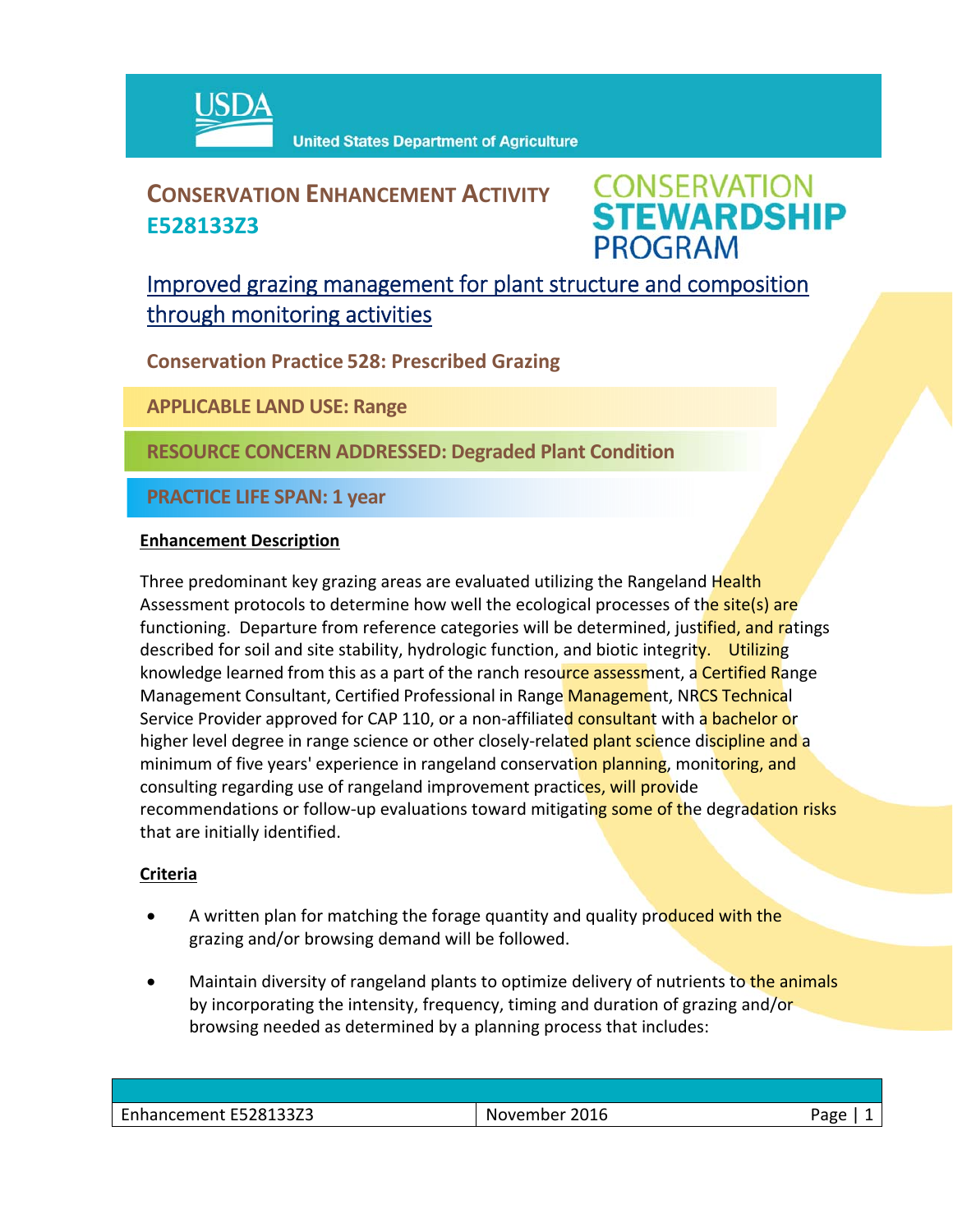# CONSERVATION ENHANCEMENT ACTIVITY E528133Z3

**CONSERVATION STEWARDSHIP PROGRAM**

## Improved grazing management for plant structure and composition through monitoring activities

**Conservation Practice 528: Prescribed Grazing**

**APPLICABLE LAND USE: Range**

**RESOURCE CONCERN ADDRESSED: Degraded Plant Condition**

**PRACTICE LIFE SPAN: 1 year**

### Enhancement Description

Three predominant key grazing areas are evaluated utilizing the Rangeland Health Assessment protocols to determine how well the ecological processes of the site(s) are functioning. Departure from reference categories will be determined, justified, and ratings described for soil and site stability, hydrologic function, and biotic integrity. Utilizing knowledge learned from this as a part of the ranch resource assessment, a Certified Range Management Consultant, Certified Professional in Range Management, NRCS Technical Service Provider approved for CAP 110, or a non-affiliated consultant with a bachelor or higher level degree in range science or other closely-related plant science discipline and a minimum of five years' experience in rangeland conservation planning, monitoring, and consulting regarding use of rangeland improvement practices, will provide recommendations or follow-up evaluations toward mitigating some of the degradation risks that are initially identified.

### Criteria

- A written plan for matching the forage quantity and quality produced with the grazing and/or browsing demand will be followed.
- Maintain diversity of rangeland plants to optimize delivery of nutrients to the animals by incorporating the intensity, frequency, timing and duration of grazing and/or browsing needed as determined by a planning process that includes: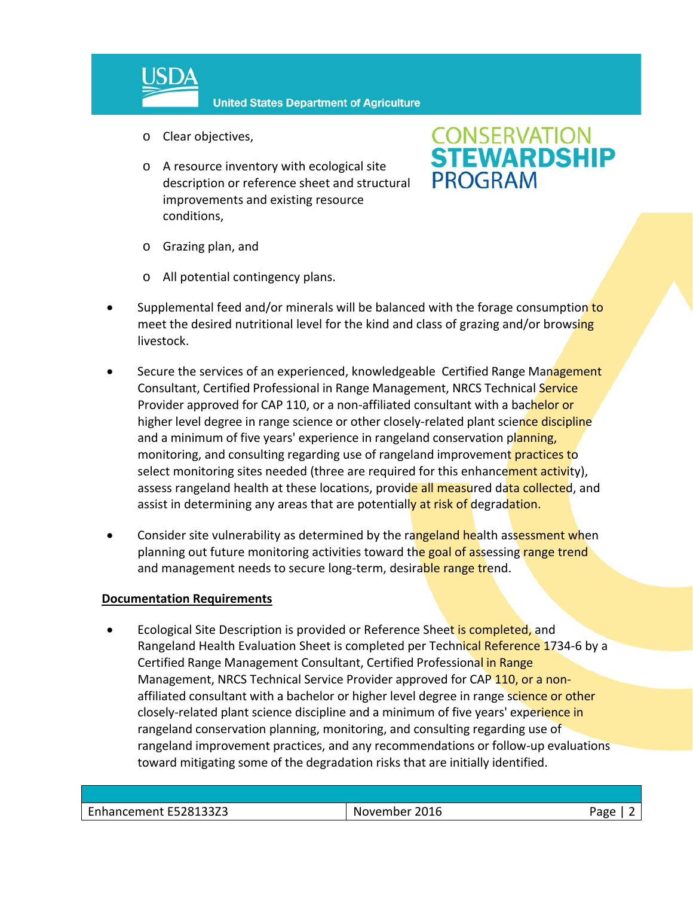- Clear objectives,
  - A resource inventory with ecological site description or reference sheet and structural improvements and existing resource conditions,
  - Grazing plan, and
  - All potential contingency plans.

- Supplemental feed and/or minerals will be balanced with the forage consumption to meet the desired nutritional level for the kind and class of grazing and/or browsing livestock.

- Secure the services of an experienced, knowledgeable Certified Range Management Consultant, Certified Professional in Range Management, NRCS Technical Service Provider approved for CAP 110, or a non-affiliated consultant with a bachelor or higher level degree in range science or other closely-related plant science discipline and a minimum of five years' experience in rangeland conservation planning, monitoring, and consulting regarding use of rangeland improvement practices to select monitoring sites needed (three are required for this enhancement activity), assess rangeland health at these locations, provide all measured data collected, and assist in determining any areas that are potentially at risk of degradation.

- Consider site vulnerability as determined by the rangeland health assessment when planning out future monitoring activities toward the goal of assessing range trend and management needs to secure long-term, desirable range trend.

**Documentation Requirements**

- Ecological Site Description is provided or Reference Sheet is completed, and Rangeland Health Evaluation Sheet is completed per Technical Reference 1734-6 by a Certified Range Management Consultant, Certified Professional in Range Management, NRCS Technical Service Provider approved for CAP 110, or a non-affiliated consultant with a bachelor or higher level degree in range science or other closely-related plant science discipline and a minimum of five years' experience in rangeland conservation planning, monitoring, and consulting regarding use of rangeland improvement practices, and any recommendations or follow-up evaluations toward mitigating some of the degradation risks that are initially identified.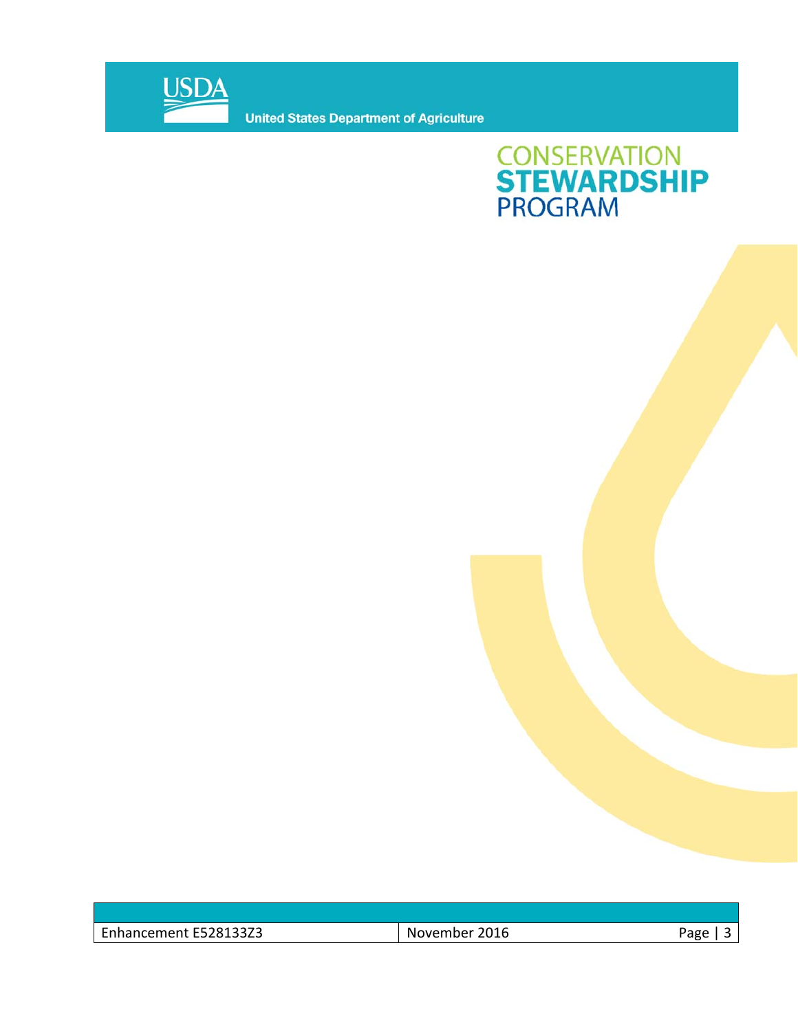United States Department of Agriculture

CONSERVATION
STEWARDSHIP
PROGRAM